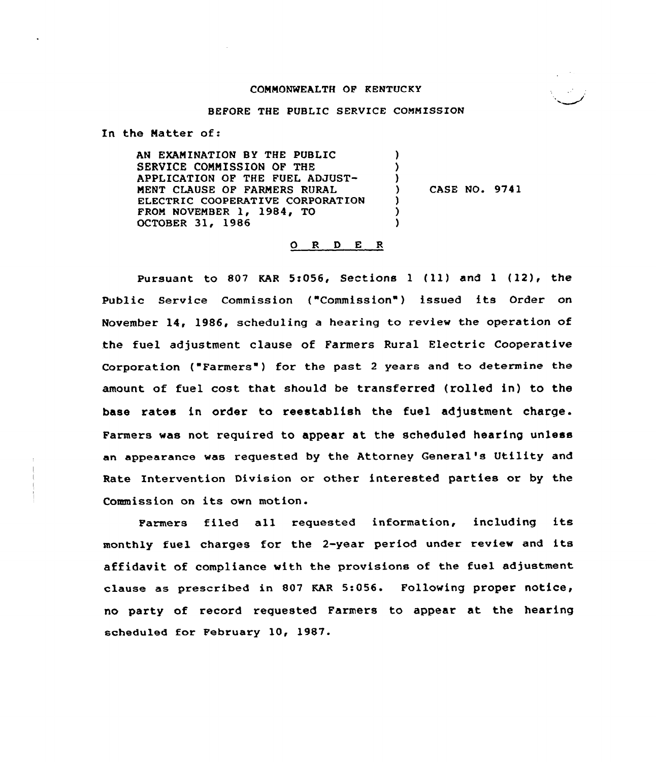COMMONWEALTH OF KENTUCKY

BEFORE THE PUBLIC SERVICE COMMISSION

In the Matter of:

| | | |
|---|---|---|
| AN EXAMINATION BY THE PUBLIC SERVICE COMMISSION OF THE APPLICATION OF THE FUEL ADJUSTMENT CLAUSE OF FARMERS RURAL ELECTRIC COOPERATIVE CORPORATION FROM NOVEMBER 1, 1984, TO OCTOBER 31, 1986 | ) | CASE NO. 9741 |

O R D E R

Pursuant to 807 KAR 5:056, Sections 1 (11) and 1 (12), the Public Service Commission ("Commission") issued its Order on November 14, 1986, scheduling a hearing to review the operation of the fuel adjustment clause of Farmers Rural Electric Cooperative Corporation ("Farmers") for the past 2 years and to determine the amount of fuel cost that should be transferred (rolled in) to the base rates in order to reestablish the fuel adjustment charge. Farmers was not required to appear at the scheduled hearing unless an appearance was requested by the Attorney General's Utility and Rate Intervention Division or other interested parties or by the Commission on its own motion.

Farmers filed all requested information, including its monthly fuel charges for the 2-year period under review and its affidavit of compliance with the provisions of the fuel adjustment clause as prescribed in 807 KAR 5:056. Following proper notice, no party of record requested Farmers to appear at the hearing scheduled for February 10, 1987.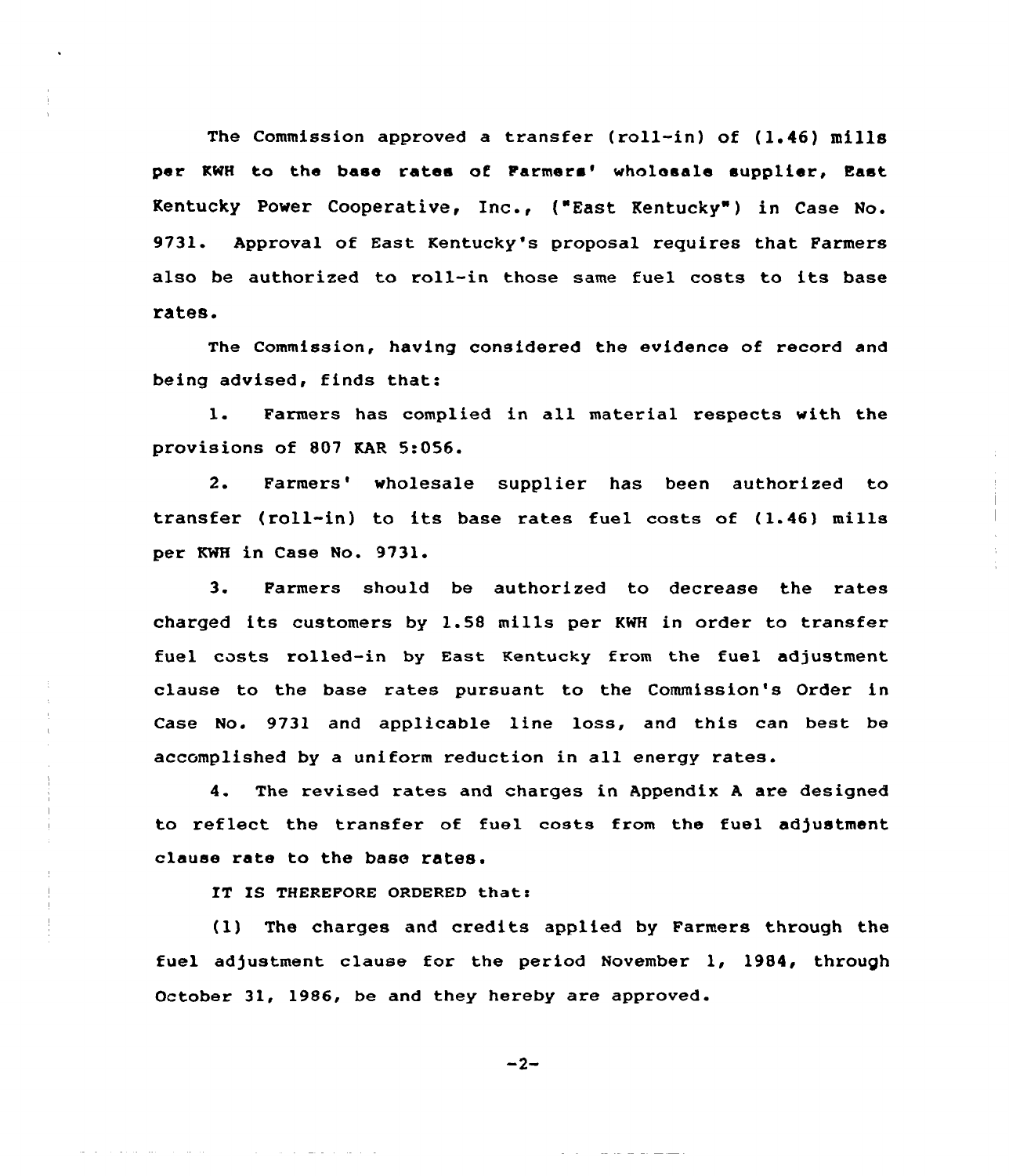The Commission approved a transfer (roll-in) of (1.46) mills per KWH to the base rates of Farmers' wholesale supplier, East Kentucky Power Cooperative, Inc., ("East Kentucky") in Case No. 9731. Approval of East Kentucky's proposal requires that Farmers also be authorized to roll-in those same fuel costs to its base rates.

The Commission, having considered the evidence of record and being advised, finds that:

1. Farmers has complied in all material respects with the provisions of 807 KAR 5:056.

2. Farmers' wholesale supplier has been authorized to transfer (roll-in) to its base rates fuel costs of (1.46) mills per KWH in Case No. 9731.

3. Farmers should be authorized to decrease the rates charged its customers by 1.58 mills per KWH in order to transfer fuel costs rolled-in by East Kentucky from the fuel adjustment clause to the base rates pursuant to the Commission's Order in Case No. 9731 and applicable line loss, and this can best be accomplished by a uniform reduction in all energy rates.

4. The revised rates and charges in Appendix A are designed to reflect the transfer of fuel costs from the fuel adjustment clause rate to the base rates.

IT IS THEREFORE ORDERED that:

(1) The charges and credits applied by Farmers through the fuel adjustment clause for the period November 1, 1984, through October 31, 1986, be and they hereby are approved.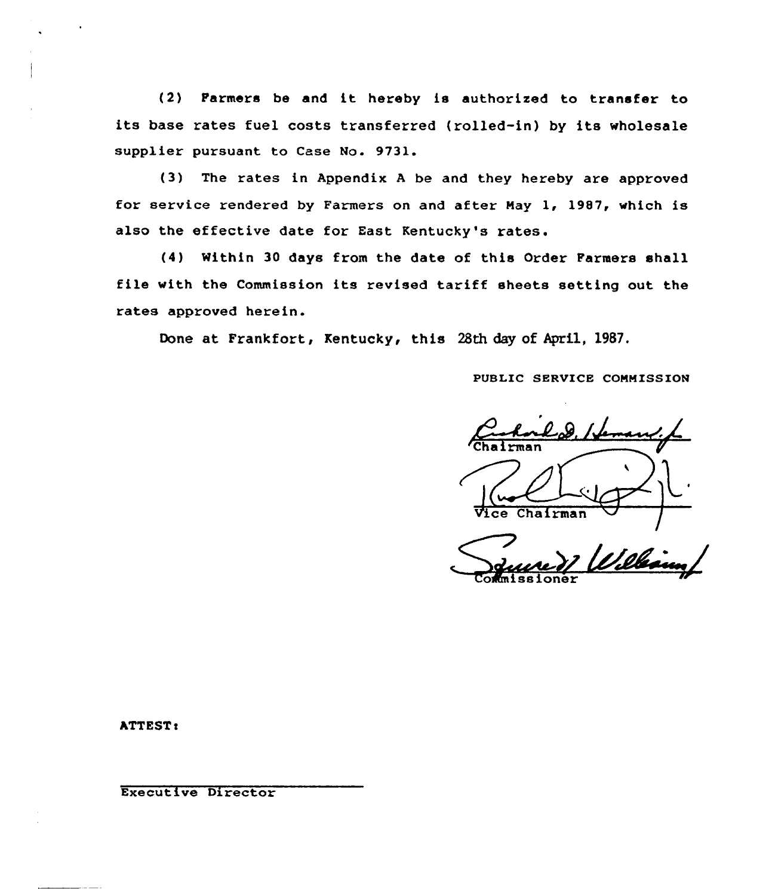(2) Farmers be and it hereby is authorized to transfer to its base rates fuel costs transferred (rolled-in) by its wholesale supplier pursuant to Case No. 9731.

(3) The rates in Appendix A be and they hereby are approved for service rendered by Farmers on and after May 1, 1987, which is also the effective date for East Kentucky's rates.

(4) Within 30 days from the date of this Order Farmers shall file with the Commission its revised tariff sheets setting out the rates approved herein.

Done at Frankfort, Kentucky, this 28th day of April, 1987.

PUBLIC SERVICE COMMISSION

Chairman

Vice Chairman

Commissioner

ATTEST:

Executive Director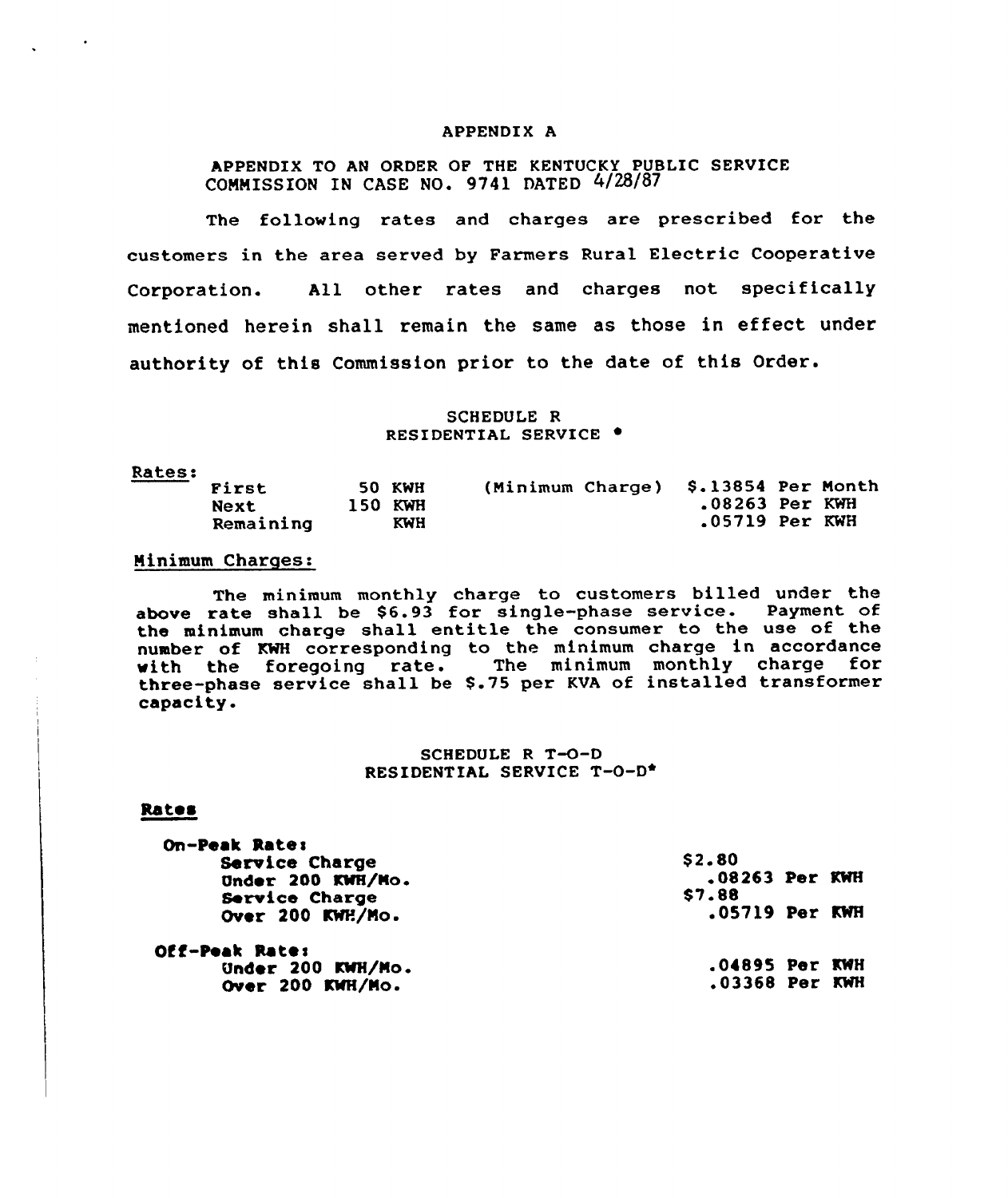# APPENDIX A

APPENDIX TO AN ORDER OF THE KENTUCKY PUBLIC SERVICE COMMISSION IN CASE NO. 9741 DATED 4/28/87

The following rates and charges are prescribed for the customers in the area served by Farmers Rural Electric Cooperative Corporation. All other rates and charges not specifically mentioned herein shall remain the same as those in effect under authority of this Commission prior to the date of this Order.

## SCHEDULE R
## RESIDENTIAL SERVICE *

Rates:

| | | | |
|---|---|---|---|
| First | 50 KWH | (Minimum Charge) | $.13854 Per Month |
| Next | 150 KWH | | .08263 Per KWH |
| Remaining | KWH | | .05719 Per KWH |

Minimum Charges:

The minimum monthly charge to customers billed under the above rate shall be $6.93 for single-phase service. Payment of the minimum charge shall entitle the consumer to the use of the number of KWH corresponding to the minimum charge in accordance with the foregoing rate. The minimum monthly charge for three-phase service shall be $.75 per KVA of installed transformer capacity.

## SCHEDULE R T-O-D
## RESIDENTIAL SERVICE T-O-D*

**Rates**

| | |
|---|---|
| **On-Peak Rate:** | |
| **Service Charge** | **$2.80** |
| **Under 200 KWH/Mo.** | **.08263 Per KWH** |
| **Service Charge** | **$7.88** |
| **Over 200 KWH/Mo.** | **.05719 Per KWH** |
| **Off-Peak Rate:** | |
| **Under 200 KWH/Mo.** | **.04895 Per KWH** |
| **Over 200 KWH/Mo.** | **.03368 Per KWH** |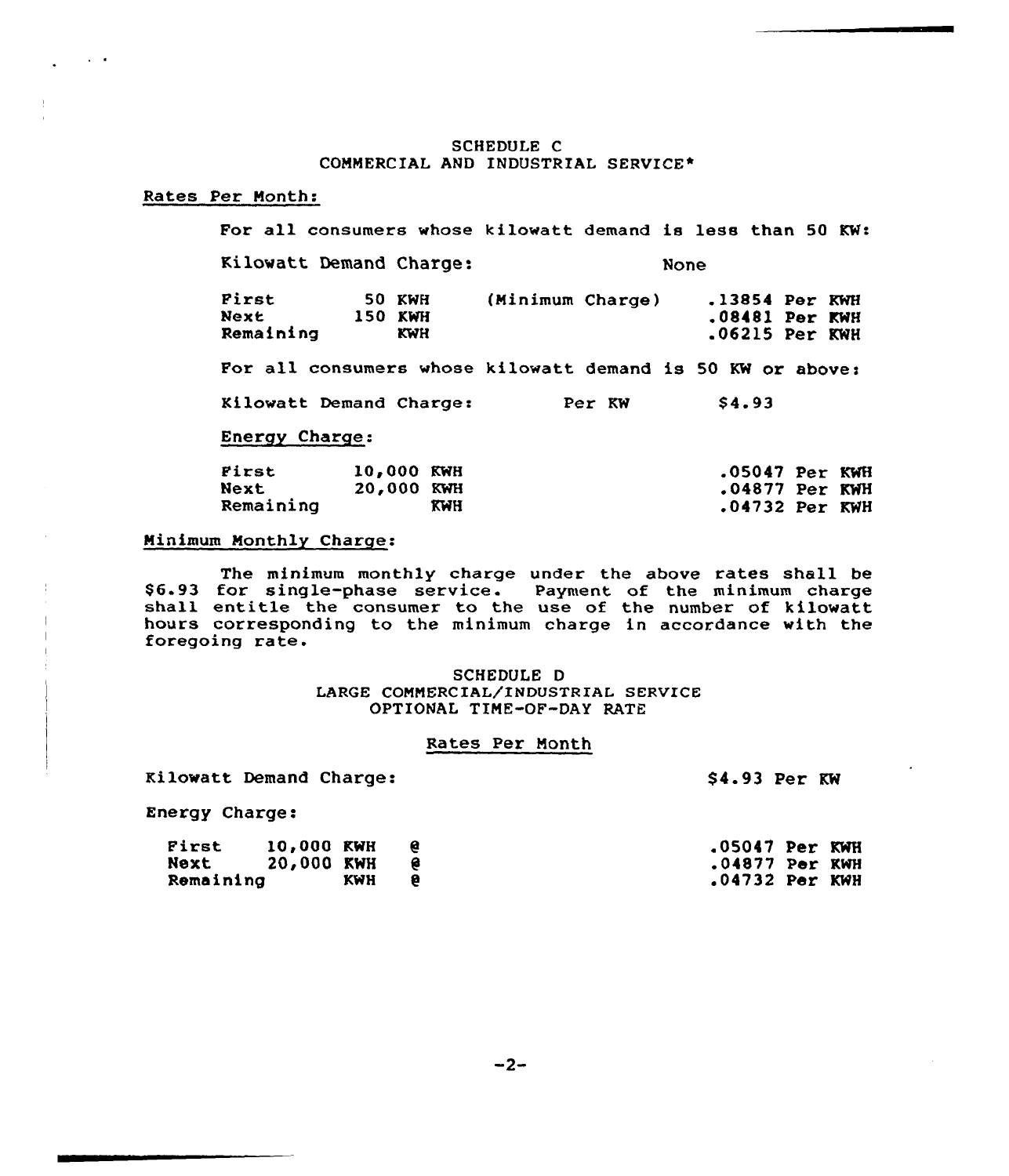## SCHEDULE C
## COMMERCIAL AND INDUSTRIAL SERVICE*

Rates Per Month:

For all consumers whose kilowatt demand is less than 50 KW:

Kilowatt Demand Charge: None

| | | | |
|---|---|---|---|
| First | 50 KWH | (Minimum Charge) | .13854 Per KWH |
| Next | 150 KWH | | .08481 Per KWH |
| Remaining | KWH | | .06215 Per KWH |

For all consumers whose kilowatt demand is 50 KW or above:

Kilowatt Demand Charge: Per KW $4.93

Energy Charge:

| | | |
|---|---|---|
| First | 10,000 KWH | .05047 Per KWH |
| Next | 20,000 KWH | .04877 Per KWH |
| Remaining | KWH | .04732 Per KWH |

Minimum Monthly Charge:

The minimum monthly charge under the above rates shall be $6.93 for single-phase service. Payment of the minimum charge shall entitle the consumer to the use of the number of kilowatt hours corresponding to the minimum charge in accordance with the foregoing rate.

## SCHEDULE D
## LARGE COMMERCIAL/INDUSTRIAL SERVICE
## OPTIONAL TIME-OF-DAY RATE

Rates Per Month

Kilowatt Demand Charge: $4.93 Per KW

Energy Charge:

| | | | |
|---|---|---|---|
| First | 10,000 KWH | @ | .05047 Per KWH |
| Next | 20,000 KWH | @ | .04877 Per KWH |
| Remaining | KWH | @ | .04732 Per KWH |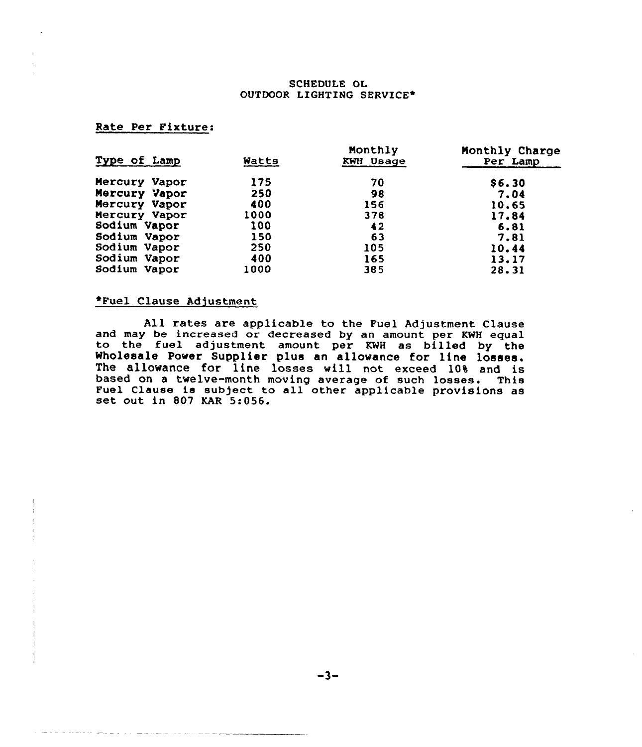# SCHEDULE OL
## OUTDOOR LIGHTING SERVICE*

Rate Per Fixture:

| Type of Lamp | Watts | Monthly KWH Usage | Monthly Charge Per Lamp |
|---|---|---|---|
| Mercury Vapor | 175 | 70 | $6.30 |
| Mercury Vapor | 250 | 98 | 7.04 |
| Mercury Vapor | 400 | 156 | 10.65 |
| Mercury Vapor | 1000 | 378 | 17.84 |
| Sodium Vapor | 100 | 42 | 6.81 |
| Sodium Vapor | 150 | 63 | 7.81 |
| Sodium Vapor | 250 | 105 | 10.44 |
| Sodium Vapor | 400 | 165 | 13.17 |
| Sodium Vapor | 1000 | 385 | 28.31 |

*Fuel Clause Adjustment

All rates are applicable to the Fuel Adjustment Clause and may be increased or decreased by an amount per KWH equal to the fuel adjustment amount per KWH as billed by the Wholesale Power Supplier plus an allowance for line losses. The allowance for line losses will not exceed 10% and is based on a twelve-month moving average of such losses. This Fuel Clause is subject to all other applicable provisions as set out in 807 KAR 5:056.